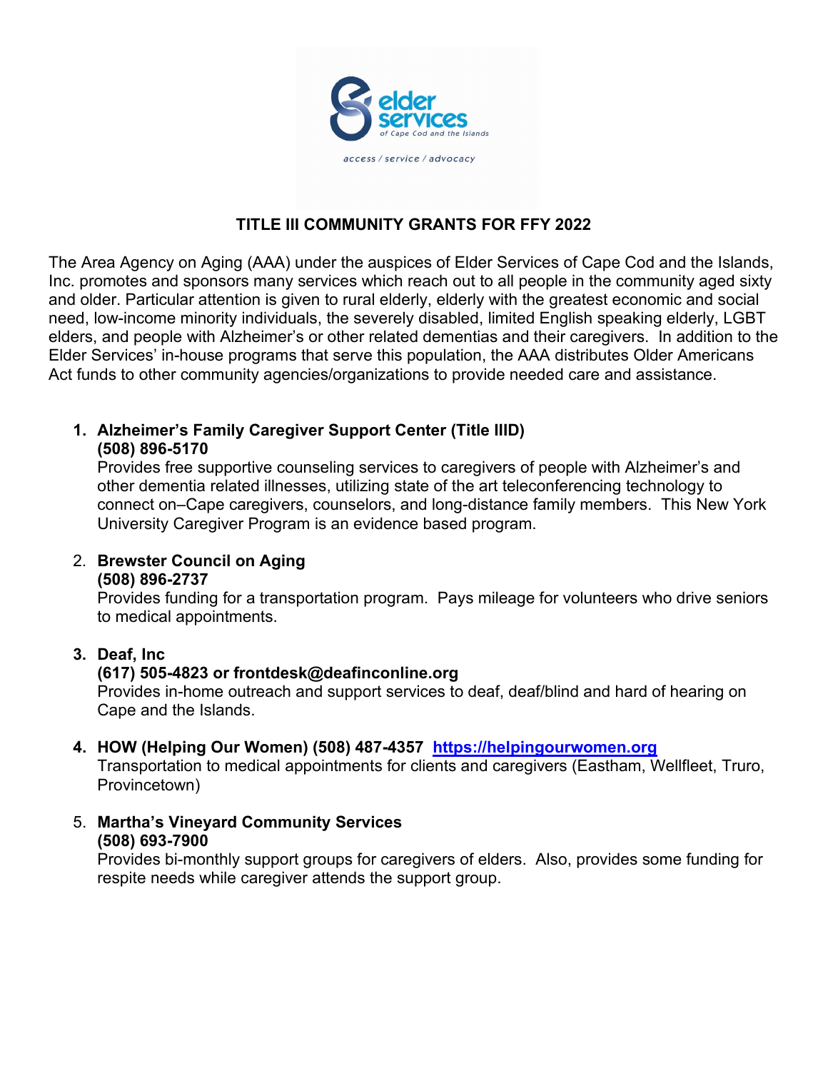elder services of Cape Cod and the Islands

access / service / advocacy

## TITLE III COMMUNITY GRANTS FOR FFY 2022

The Area Agency on Aging (AAA) under the auspices of Elder Services of Cape Cod and the Islands, Inc. promotes and sponsors many services which reach out to all people in the community aged sixty and older. Particular attention is given to rural elderly, elderly with the greatest economic and social need, low-income minority individuals, the severely disabled, limited English speaking elderly, LGBT elders, and people with Alzheimer's or other related dementias and their caregivers. In addition to the Elder Services' in-house programs that serve this population, the AAA distributes Older Americans Act funds to other community agencies/organizations to provide needed care and assistance.

1. **Alzheimer's Family Caregiver Support Center (Title IIID)**
   **(508) 896-5170**
   Provides free supportive counseling services to caregivers of people with Alzheimer's and other dementia related illnesses, utilizing state of the art teleconferencing technology to connect on–Cape caregivers, counselors, and long-distance family members. This New York University Caregiver Program is an evidence based program.

2. **Brewster Council on Aging**
   **(508) 896-2737**
   Provides funding for a transportation program. Pays mileage for volunteers who drive seniors to medical appointments.

3. **Deaf, Inc**
   **(617) 505-4823 or frontdesk@deafinconline.org**
   Provides in-home outreach and support services to deaf, deaf/blind and hard of hearing on Cape and the Islands.

4. **HOW (Helping Our Women) (508) 487-4357** [https://helpingourwomen.org](https://helpingourwomen.org)
   Transportation to medical appointments for clients and caregivers (Eastham, Wellfleet, Truro, Provincetown)

5. **Martha's Vineyard Community Services**
   **(508) 693-7900**
   Provides bi-monthly support groups for caregivers of elders. Also, provides some funding for respite needs while caregiver attends the support group.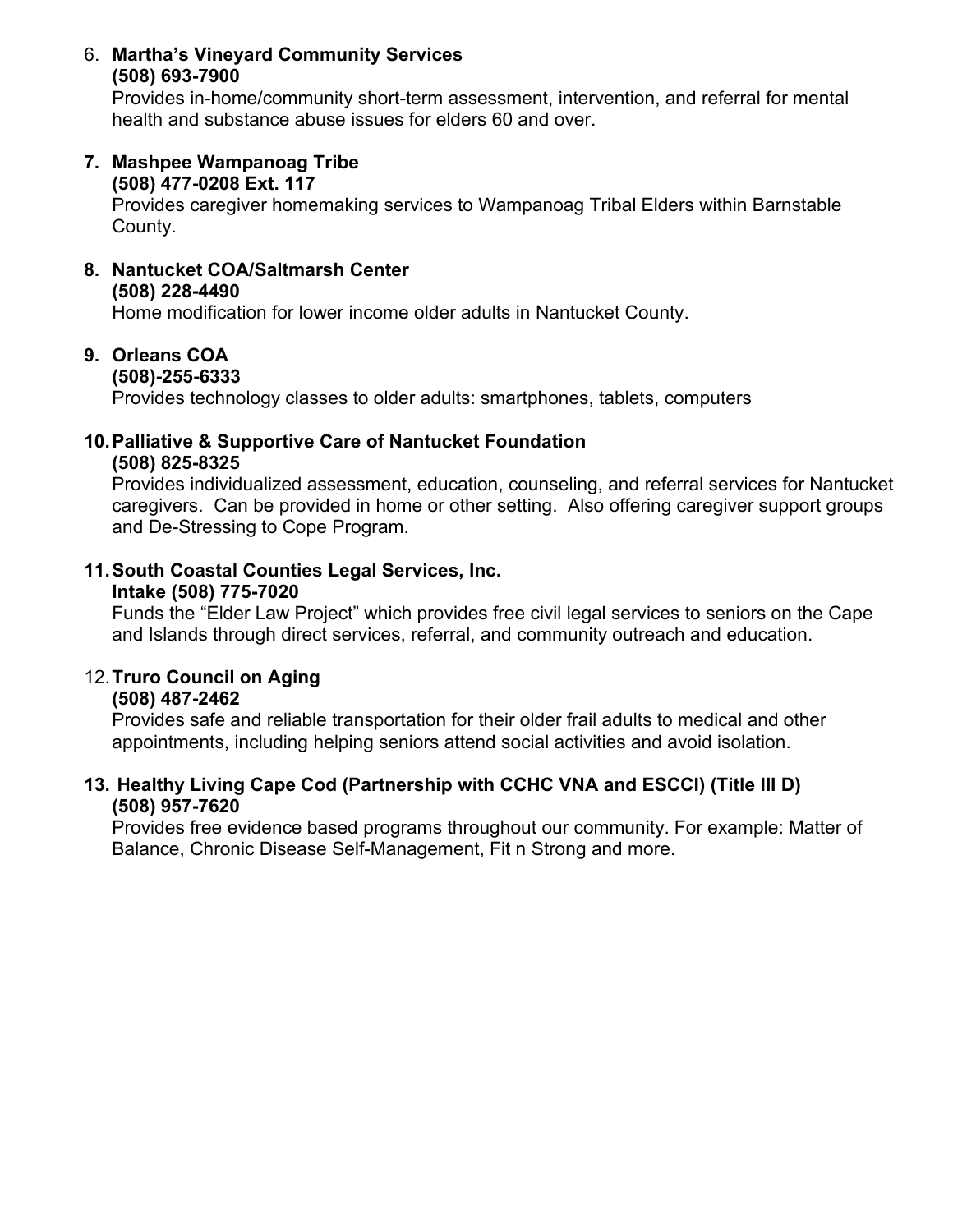6. **Martha's Vineyard Community Services**
   **(508) 693-7900**
   Provides in-home/community short-term assessment, intervention, and referral for mental health and substance abuse issues for elders 60 and over.

7. **Mashpee Wampanoag Tribe**
   **(508) 477-0208 Ext. 117**
   Provides caregiver homemaking services to Wampanoag Tribal Elders within Barnstable County.

8. **Nantucket COA/Saltmarsh Center**
   **(508) 228-4490**
   Home modification for lower income older adults in Nantucket County.

9. **Orleans COA**
   **(508)-255-6333**
   Provides technology classes to older adults: smartphones, tablets, computers

10. **Palliative & Supportive Care of Nantucket Foundation**
    **(508) 825-8325**
    Provides individualized assessment, education, counseling, and referral services for Nantucket caregivers. Can be provided in home or other setting. Also offering caregiver support groups and De-Stressing to Cope Program.

11. **South Coastal Counties Legal Services, Inc.**
    **Intake (508) 775-7020**
    Funds the "Elder Law Project" which provides free civil legal services to seniors on the Cape and Islands through direct services, referral, and community outreach and education.

12. **Truro Council on Aging**
    **(508) 487-2462**
    Provides safe and reliable transportation for their older frail adults to medical and other appointments, including helping seniors attend social activities and avoid isolation.

13. **Healthy Living Cape Cod (Partnership with CCHC VNA and ESCCI) (Title III D)**
    **(508) 957-7620**
    Provides free evidence based programs throughout our community. For example: Matter of Balance, Chronic Disease Self-Management, Fit n Strong and more.